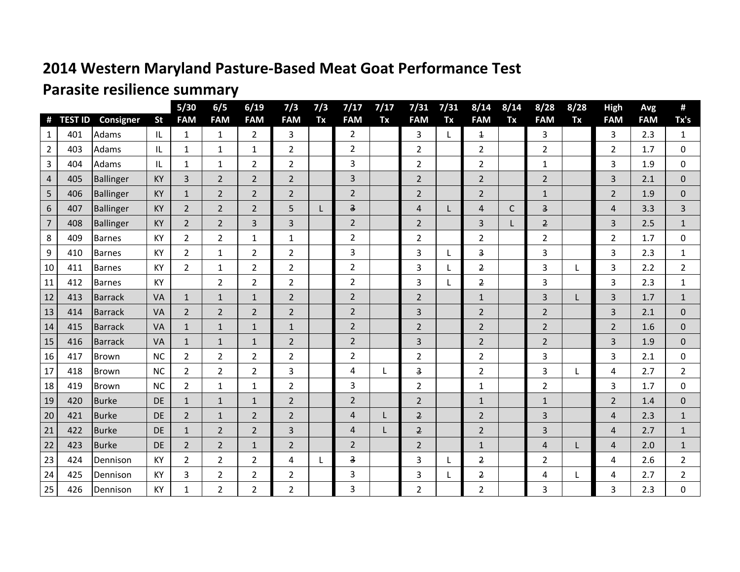## 2014 Western Maryland Pasture-Based Meat Goat Performance Test

## Parasite resilience summary

| # | TEST ID | Consigner | St | 5/30 FAM | 6/5 FAM | 6/19 FAM | 7/3 FAM | 7/3 Tx | 7/17 FAM | 7/17 Tx | 7/31 FAM | 7/31 Tx | 8/14 FAM | 8/14 Tx | 8/28 FAM | 8/28 Tx | High FAM | Avg FAM | # Tx's |
|---|---|---|---|---|---|---|---|---|---|---|---|---|---|---|---|---|---|---|---|
| 1 | 401 | Adams | IL | 1 | 1 | 2 | 3 | | 2 | | 3 | L | ~~1~~ | | 3 | | 3 | 2.3 | 1 |
| 2 | 403 | Adams | IL | 1 | 1 | 1 | 2 | | 2 | | 2 | | 2 | | 2 | | 2 | 1.7 | 0 |
| 3 | 404 | Adams | IL | 1 | 1 | 2 | 2 | | 3 | | 2 | | 2 | | 1 | | 3 | 1.9 | 0 |
| 4 | 405 | Ballinger | KY | 3 | 2 | 2 | 2 | | 3 | | 2 | | 2 | | 2 | | 3 | 2.1 | 0 |
| 5 | 406 | Ballinger | KY | 1 | 2 | 2 | 2 | | 2 | | 2 | | 2 | | 1 | | 2 | 1.9 | 0 |
| 6 | 407 | Ballinger | KY | 2 | 2 | 2 | 5 | L | ~~3~~ | | 4 | L | 4 | C | ~~3~~ | | 4 | 3.3 | 3 |
| 7 | 408 | Ballinger | KY | 2 | 2 | 3 | 3 | | 2 | | 2 | | 3 | L | ~~2~~ | | 3 | 2.5 | 1 |
| 8 | 409 | Barnes | KY | 2 | 2 | 1 | 1 | | 2 | | 2 | | 2 | | 2 | | 2 | 1.7 | 0 |
| 9 | 410 | Barnes | KY | 2 | 1 | 2 | 2 | | 3 | | 3 | L | ~~3~~ | | 3 | | 3 | 2.3 | 1 |
| 10 | 411 | Barnes | KY | 2 | 1 | 2 | 2 | | 2 | | 3 | L | ~~2~~ | | 3 | L | 3 | 2.2 | 2 |
| 11 | 412 | Barnes | KY | | 2 | 2 | 2 | | 2 | | 3 | L | ~~2~~ | | 3 | | 3 | 2.3 | 1 |
| 12 | 413 | Barrack | VA | 1 | 1 | 1 | 2 | | 2 | | 2 | | 1 | | 3 | L | 3 | 1.7 | 1 |
| 13 | 414 | Barrack | VA | 2 | 2 | 2 | 2 | | 2 | | 3 | | 2 | | 2 | | 3 | 2.1 | 0 |
| 14 | 415 | Barrack | VA | 1 | 1 | 1 | 1 | | 2 | | 2 | | 2 | | 2 | | 2 | 1.6 | 0 |
| 15 | 416 | Barrack | VA | 1 | 1 | 1 | 2 | | 2 | | 3 | | 2 | | 2 | | 3 | 1.9 | 0 |
| 16 | 417 | Brown | NC | 2 | 2 | 2 | 2 | | 2 | | 2 | | 2 | | 3 | | 3 | 2.1 | 0 |
| 17 | 418 | Brown | NC | 2 | 2 | 2 | 3 | | 4 | L | ~~3~~ | | 2 | | 3 | L | 4 | 2.7 | 2 |
| 18 | 419 | Brown | NC | 2 | 1 | 1 | 2 | | 3 | | 2 | | 1 | | 2 | | 3 | 1.7 | 0 |
| 19 | 420 | Burke | DE | 1 | 1 | 1 | 2 | | 2 | | 2 | | 1 | | 1 | | 2 | 1.4 | 0 |
| 20 | 421 | Burke | DE | 2 | 1 | 2 | 2 | | 4 | L | ~~2~~ | | 2 | | 3 | | 4 | 2.3 | 1 |
| 21 | 422 | Burke | DE | 1 | 2 | 2 | 3 | | 4 | L | ~~2~~ | | 2 | | 3 | | 4 | 2.7 | 1 |
| 22 | 423 | Burke | DE | 2 | 2 | 1 | 2 | | 2 | | 2 | | 1 | | 4 | L | 4 | 2.0 | 1 |
| 23 | 424 | Dennison | KY | 2 | 2 | 2 | 4 | L | ~~3~~ | | 3 | L | ~~2~~ | | 2 | | 4 | 2.6 | 2 |
| 24 | 425 | Dennison | KY | 3 | 2 | 2 | 2 | | 3 | | 3 | L | ~~2~~ | | 4 | L | 4 | 2.7 | 2 |
| 25 | 426 | Dennison | KY | 1 | 2 | 2 | 2 | | 3 | | 2 | | 2 | | 3 | | 3 | 2.3 | 0 |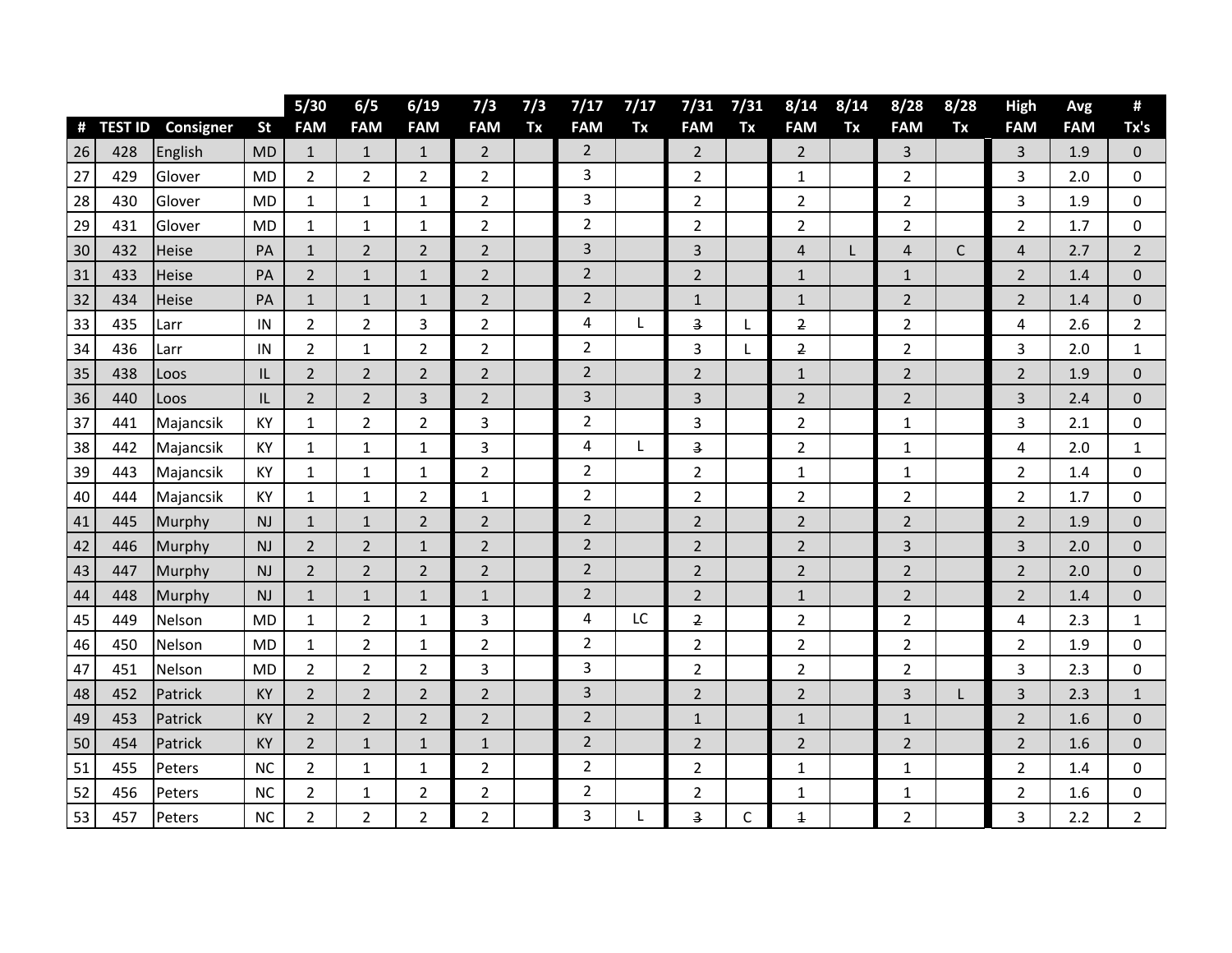| | | | | 5/30 | 6/5 | 6/19 | 7/3 | 7/3 | 7/17 | 7/17 | 7/31 | 7/31 | 8/14 | 8/14 | 8/28 | 8/28 | High | Avg | # |
|---|---|---|---|---|---|---|---|---|---|---|---|---|---|---|---|---|---|---|---|
| # | TEST ID | Consigner | St | FAM | FAM | FAM | FAM | Tx | FAM | Tx | FAM | Tx | FAM | Tx | FAM | Tx | FAM | FAM | Tx's |
| 26 | 428 | English | MD | 1 | 1 | 1 | 2 | | 2 | | 2 | | 2 | | 3 | | 3 | 1.9 | 0 |
| 27 | 429 | Glover | MD | 2 | 2 | 2 | 2 | | 3 | | 2 | | 1 | | 2 | | 3 | 2.0 | 0 |
| 28 | 430 | Glover | MD | 1 | 1 | 1 | 2 | | 3 | | 2 | | 2 | | 2 | | 3 | 1.9 | 0 |
| 29 | 431 | Glover | MD | 1 | 1 | 1 | 2 | | 2 | | 2 | | 2 | | 2 | | 2 | 1.7 | 0 |
| 30 | 432 | Heise | PA | 1 | 2 | 2 | 2 | | 3 | | 3 | | 4 | L | 4 | C | 4 | 2.7 | 2 |
| 31 | 433 | Heise | PA | 2 | 1 | 1 | 2 | | 2 | | 2 | | 1 | | 1 | | 2 | 1.4 | 0 |
| 32 | 434 | Heise | PA | 1 | 1 | 1 | 2 | | 2 | | 1 | | 1 | | 2 | | 2 | 1.4 | 0 |
| 33 | 435 | Larr | IN | 2 | 2 | 3 | 2 | | 4 | L | 3 | L | 2 | | 2 | | 4 | 2.6 | 2 |
| 34 | 436 | Larr | IN | 2 | 1 | 2 | 2 | | 2 | | 3 | L | 2 | | 2 | | 3 | 2.0 | 1 |
| 35 | 438 | Loos | IL | 2 | 2 | 2 | 2 | | 2 | | 2 | | 1 | | 2 | | 2 | 1.9 | 0 |
| 36 | 440 | Loos | IL | 2 | 2 | 3 | 2 | | 3 | | 3 | | 2 | | 2 | | 3 | 2.4 | 0 |
| 37 | 441 | Majancsik | KY | 1 | 2 | 2 | 3 | | 2 | | 3 | | 2 | | 1 | | 3 | 2.1 | 0 |
| 38 | 442 | Majancsik | KY | 1 | 1 | 1 | 3 | | 4 | L | 3 | | 2 | | 1 | | 4 | 2.0 | 1 |
| 39 | 443 | Majancsik | KY | 1 | 1 | 1 | 2 | | 2 | | 2 | | 1 | | 1 | | 2 | 1.4 | 0 |
| 40 | 444 | Majancsik | KY | 1 | 1 | 2 | 1 | | 2 | | 2 | | 2 | | 2 | | 2 | 1.7 | 0 |
| 41 | 445 | Murphy | NJ | 1 | 1 | 2 | 2 | | 2 | | 2 | | 2 | | 2 | | 2 | 1.9 | 0 |
| 42 | 446 | Murphy | NJ | 2 | 2 | 1 | 2 | | 2 | | 2 | | 2 | | 3 | | 3 | 2.0 | 0 |
| 43 | 447 | Murphy | NJ | 2 | 2 | 2 | 2 | | 2 | | 2 | | 2 | | 2 | | 2 | 2.0 | 0 |
| 44 | 448 | Murphy | NJ | 1 | 1 | 1 | 1 | | 2 | | 2 | | 1 | | 2 | | 2 | 1.4 | 0 |
| 45 | 449 | Nelson | MD | 1 | 2 | 1 | 3 | | 4 | LC | 2 | | 2 | | 2 | | 4 | 2.3 | 1 |
| 46 | 450 | Nelson | MD | 1 | 2 | 1 | 2 | | 2 | | 2 | | 2 | | 2 | | 2 | 1.9 | 0 |
| 47 | 451 | Nelson | MD | 2 | 2 | 2 | 3 | | 3 | | 2 | | 2 | | 2 | | 3 | 2.3 | 0 |
| 48 | 452 | Patrick | KY | 2 | 2 | 2 | 2 | | 3 | | 2 | | 2 | | 3 | L | 3 | 2.3 | 1 |
| 49 | 453 | Patrick | KY | 2 | 2 | 2 | 2 | | 2 | | 1 | | 1 | | 1 | | 2 | 1.6 | 0 |
| 50 | 454 | Patrick | KY | 2 | 1 | 1 | 1 | | 2 | | 2 | | 2 | | 2 | | 2 | 1.6 | 0 |
| 51 | 455 | Peters | NC | 2 | 1 | 1 | 2 | | 2 | | 2 | | 1 | | 1 | | 2 | 1.4 | 0 |
| 52 | 456 | Peters | NC | 2 | 1 | 2 | 2 | | 2 | | 2 | | 1 | | 1 | | 2 | 1.6 | 0 |
| 53 | 457 | Peters | NC | 2 | 2 | 2 | 2 | | 3 | L | 3 | C | 1 | | 2 | | 3 | 2.2 | 2 |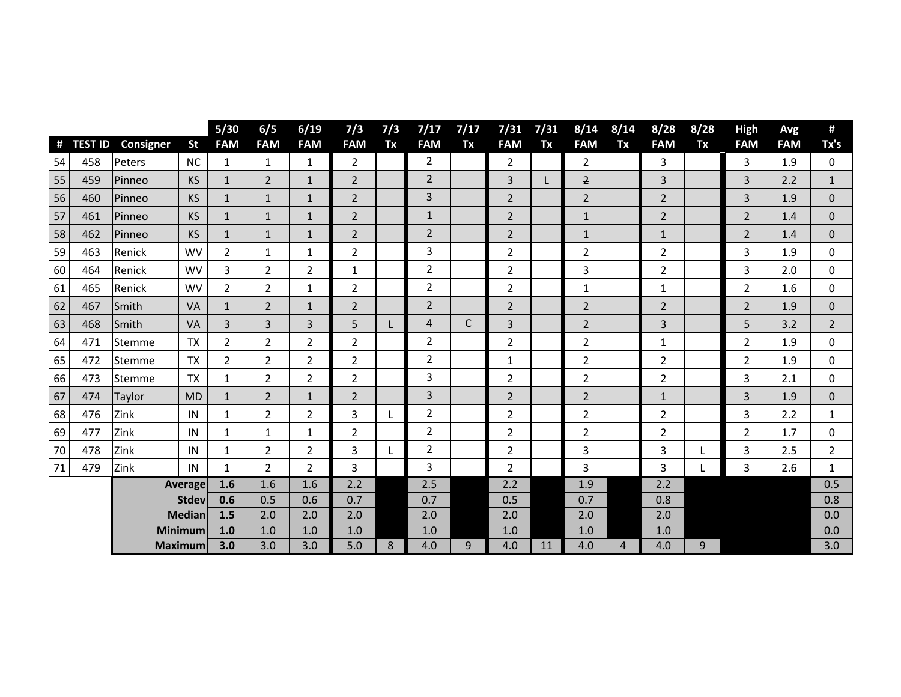| # | TEST ID | Consigner | St | 5/30 FAM | 6/5 FAM | 6/19 FAM | 7/3 FAM | 7/3 Tx | 7/17 FAM | 7/17 Tx | 7/31 FAM | 7/31 Tx | 8/14 FAM | 8/14 Tx | 8/28 FAM | 8/28 Tx | High FAM | Avg FAM | # Tx's |
|---|---|---|---|---|---|---|---|---|---|---|---|---|---|---|---|---|---|---|---|
| 54 | 458 | Peters | NC | 1 | 1 | 1 | 2 | | 2 | | 2 | | 2 | | 3 | | 3 | 1.9 | 0 |
| 55 | 459 | Pinneo | KS | 1 | 2 | 1 | 2 | | 2 | | 3 | L | 2 | | 3 | | 3 | 2.2 | 1 |
| 56 | 460 | Pinneo | KS | 1 | 1 | 1 | 2 | | 3 | | 2 | | 2 | | 2 | | 3 | 1.9 | 0 |
| 57 | 461 | Pinneo | KS | 1 | 1 | 1 | 2 | | 1 | | 2 | | 1 | | 2 | | 2 | 1.4 | 0 |
| 58 | 462 | Pinneo | KS | 1 | 1 | 1 | 2 | | 2 | | 2 | | 1 | | 1 | | 2 | 1.4 | 0 |
| 59 | 463 | Renick | WV | 2 | 1 | 1 | 2 | | 3 | | 2 | | 2 | | 2 | | 3 | 1.9 | 0 |
| 60 | 464 | Renick | WV | 3 | 2 | 2 | 1 | | 2 | | 2 | | 3 | | 2 | | 3 | 2.0 | 0 |
| 61 | 465 | Renick | WV | 2 | 2 | 1 | 2 | | 2 | | 2 | | 1 | | 1 | | 2 | 1.6 | 0 |
| 62 | 467 | Smith | VA | 1 | 2 | 1 | 2 | | 2 | | 2 | | 2 | | 2 | | 2 | 1.9 | 0 |
| 63 | 468 | Smith | VA | 3 | 3 | 3 | 5 | L | 4 | C | 3 | | 2 | | 3 | | 5 | 3.2 | 2 |
| 64 | 471 | Stemme | TX | 2 | 2 | 2 | 2 | | 2 | | 2 | | 2 | | 1 | | 2 | 1.9 | 0 |
| 65 | 472 | Stemme | TX | 2 | 2 | 2 | 2 | | 2 | | 1 | | 2 | | 2 | | 2 | 1.9 | 0 |
| 66 | 473 | Stemme | TX | 1 | 2 | 2 | 2 | | 3 | | 2 | | 2 | | 2 | | 3 | 2.1 | 0 |
| 67 | 474 | Taylor | MD | 1 | 2 | 1 | 2 | | 3 | | 2 | | 2 | | 1 | | 3 | 1.9 | 0 |
| 68 | 476 | Zink | IN | 1 | 2 | 2 | 3 | L | 2 | | 2 | | 2 | | 2 | | 3 | 2.2 | 1 |
| 69 | 477 | Zink | IN | 1 | 1 | 1 | 2 | | 2 | | 2 | | 2 | | 2 | | 2 | 1.7 | 0 |
| 70 | 478 | Zink | IN | 1 | 2 | 2 | 3 | L | 2 | | 2 | | 3 | | 3 | L | 3 | 2.5 | 2 |
| 71 | 479 | Zink | IN | 1 | 2 | 2 | 3 | | 3 | | 2 | | 3 | | 3 | L | 3 | 2.6 | 1 |
| | | Average | | 1.6 | 1.6 | 1.6 | 2.2 | | 2.5 | | 2.2 | | 1.9 | | 2.2 | | | | 0.5 |
| | | Stdev | | 0.6 | 0.5 | 0.6 | 0.7 | | 0.7 | | 0.5 | | 0.7 | | 0.8 | | | | 0.8 |
| | | Median | | 1.5 | 2.0 | 2.0 | 2.0 | | 2.0 | | 2.0 | | 2.0 | | 2.0 | | | | 0.0 |
| | | Minimum | | 1.0 | 1.0 | 1.0 | 1.0 | | 1.0 | | 1.0 | | 1.0 | | 1.0 | | | | 0.0 |
| | | Maximum | | 3.0 | 3.0 | 3.0 | 5.0 | 8 | 4.0 | 9 | 4.0 | 11 | 4.0 | 4 | 4.0 | 9 | | | 3.0 |